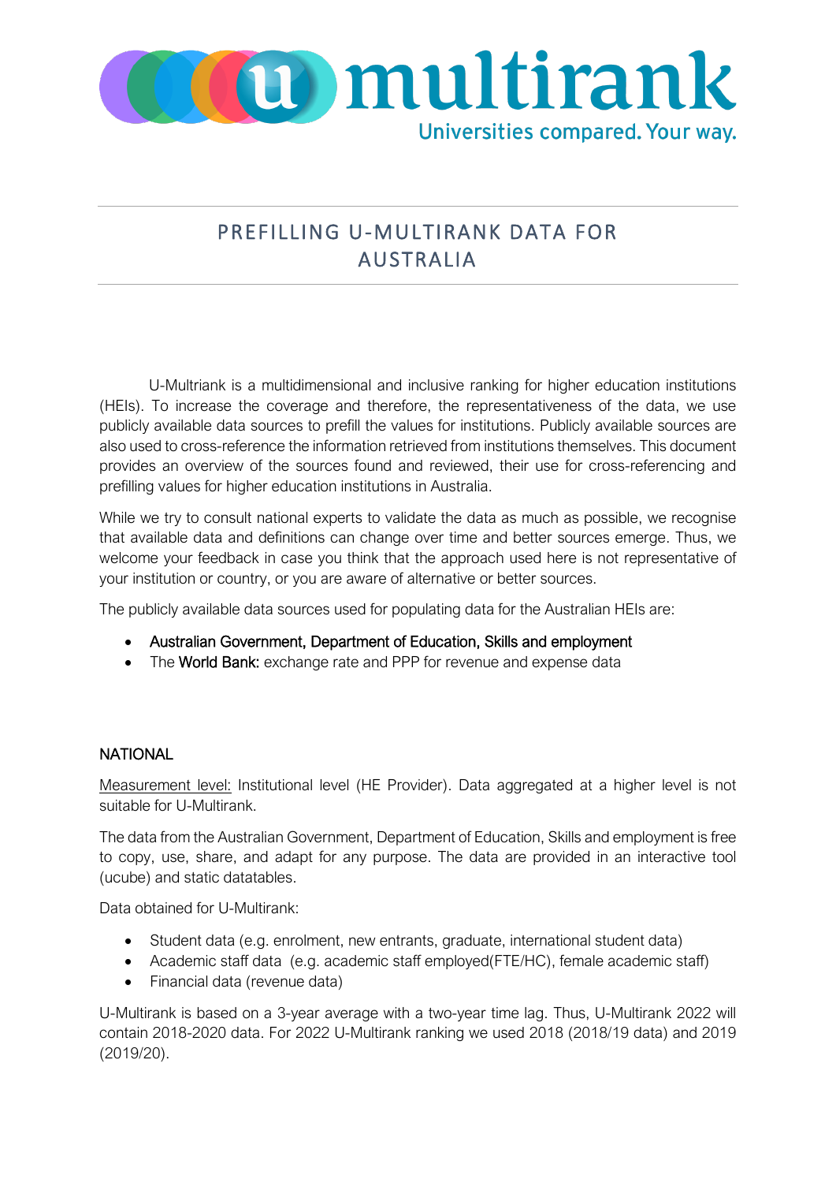multirank

Universities compared. Your way.

# PREFILLING U-MULTIRANK DATA FOR AUSTRALIA

U-Multiriank is a multidimensional and inclusive ranking for higher education institutions (HEIs). To increase the coverage and therefore, the representativeness of the data, we use publicly available data sources to prefill the values for institutions. Publicly available sources are also used to cross-reference the information retrieved from institutions themselves. This document provides an overview of the sources found and reviewed, their use for cross-referencing and prefilling values for higher education institutions in Australia.

While we try to consult national experts to validate the data as much as possible, we recognise that available data and definitions can change over time and better sources emerge. Thus, we welcome your feedback in case you think that the approach used here is not representative of your institution or country, or you are aware of alternative or better sources.

The publicly available data sources used for populating data for the Australian HEIs are:

- Australian Government, Department of Education, Skills and employment
- The World Bank: exchange rate and PPP for revenue and expense data

## NATIONAL

Measurement level: Institutional level (HE Provider). Data aggregated at a higher level is not suitable for U-Multirank.

The data from the Australian Government, Department of Education, Skills and employment is free to copy, use, share, and adapt for any purpose. The data are provided in an interactive tool (ucube) and static datatables.

Data obtained for U-Multirank:

- Student data (e.g. enrolment, new entrants, graduate, international student data)
- Academic staff data (e.g. academic staff employed(FTE/HC), female academic staff)
- Financial data (revenue data)

U-Multirank is based on a 3-year average with a two-year time lag. Thus, U-Multirank 2022 will contain 2018-2020 data. For 2022 U-Multirank ranking we used 2018 (2018/19 data) and 2019 (2019/20).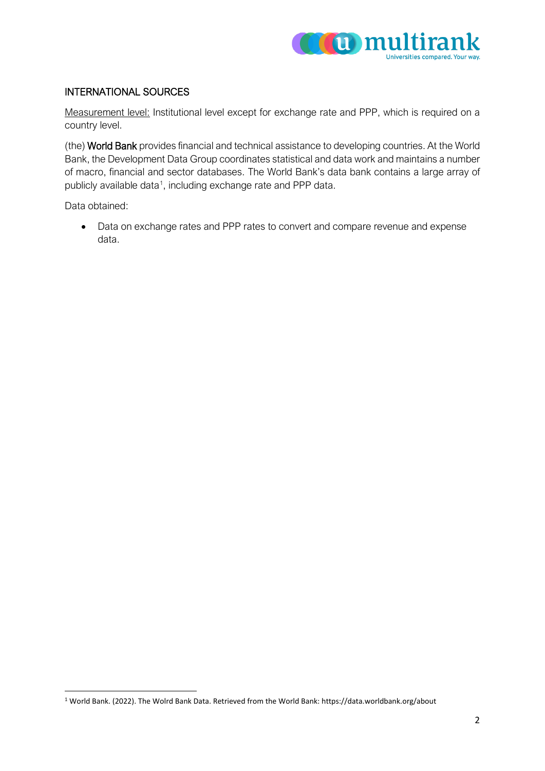## INTERNATIONAL SOURCES

Measurement level: Institutional level except for exchange rate and PPP, which is required on a country level.

(the) World Bank provides financial and technical assistance to developing countries. At the World Bank, the Development Data Group coordinates statistical and data work and maintains a number of macro, financial and sector databases. The World Bank's data bank contains a large array of publicly available data[1], including exchange rate and PPP data.

Data obtained:

- Data on exchange rates and PPP rates to convert and compare revenue and expense data.

[1] World Bank. (2022). The Wolrd Bank Data. Retrieved from the World Bank: https://data.worldbank.org/about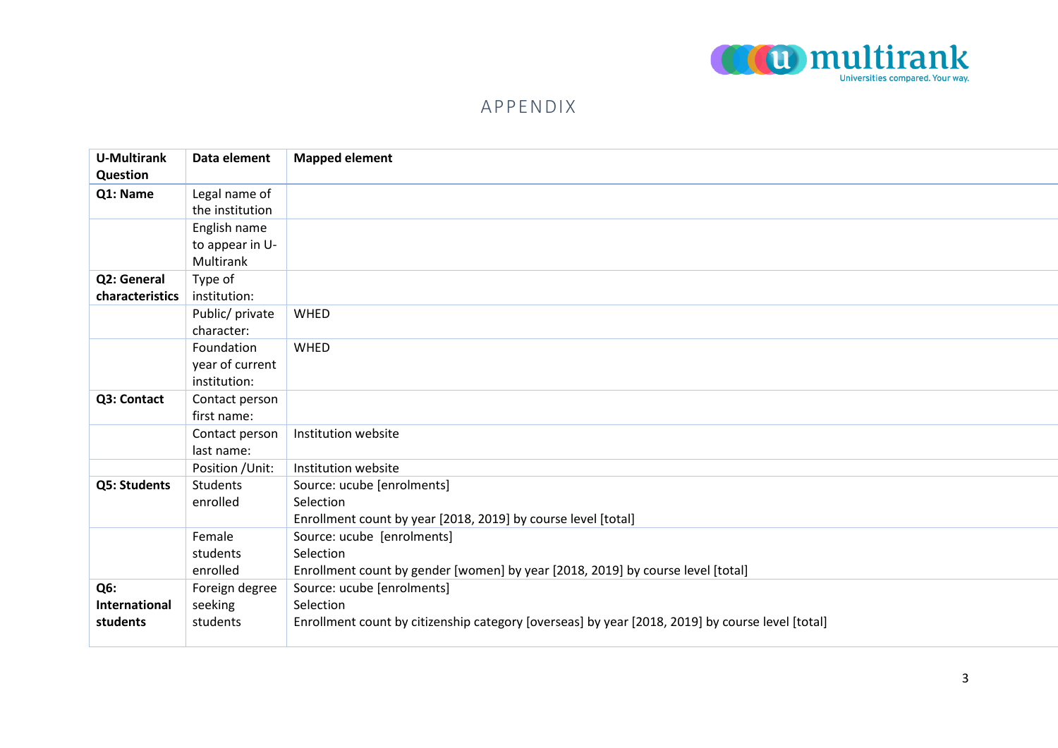# APPENDIX

| U-Multirank Question | Data element | Mapped element |
|---|---|---|
| **Q1: Name** | Legal name of the institution | |
| | English name to appear in U-Multirank | |
| **Q2: General characteristics** | Type of institution: | |
| | Public/ private character: | WHED |
| | Foundation year of current institution: | WHED |
| **Q3: Contact** | Contact person first name: | |
| | Contact person last name: | Institution website |
| | Position /Unit: | Institution website |
| **Q5: Students** | Students enrolled | Source: ucube [enrolments]<br>Selection<br>Enrollment count by year [2018, 2019] by course level [total] |
| | Female students enrolled | Source: ucube [enrolments]<br>Selection<br>Enrollment count by gender [women] by year [2018, 2019] by course level [total] |
| **Q6: International students** | Foreign degree seeking students | Source: ucube [enrolments]<br>Selection<br>Enrollment count by citizenship category [overseas] by year [2018, 2019] by course level [total] |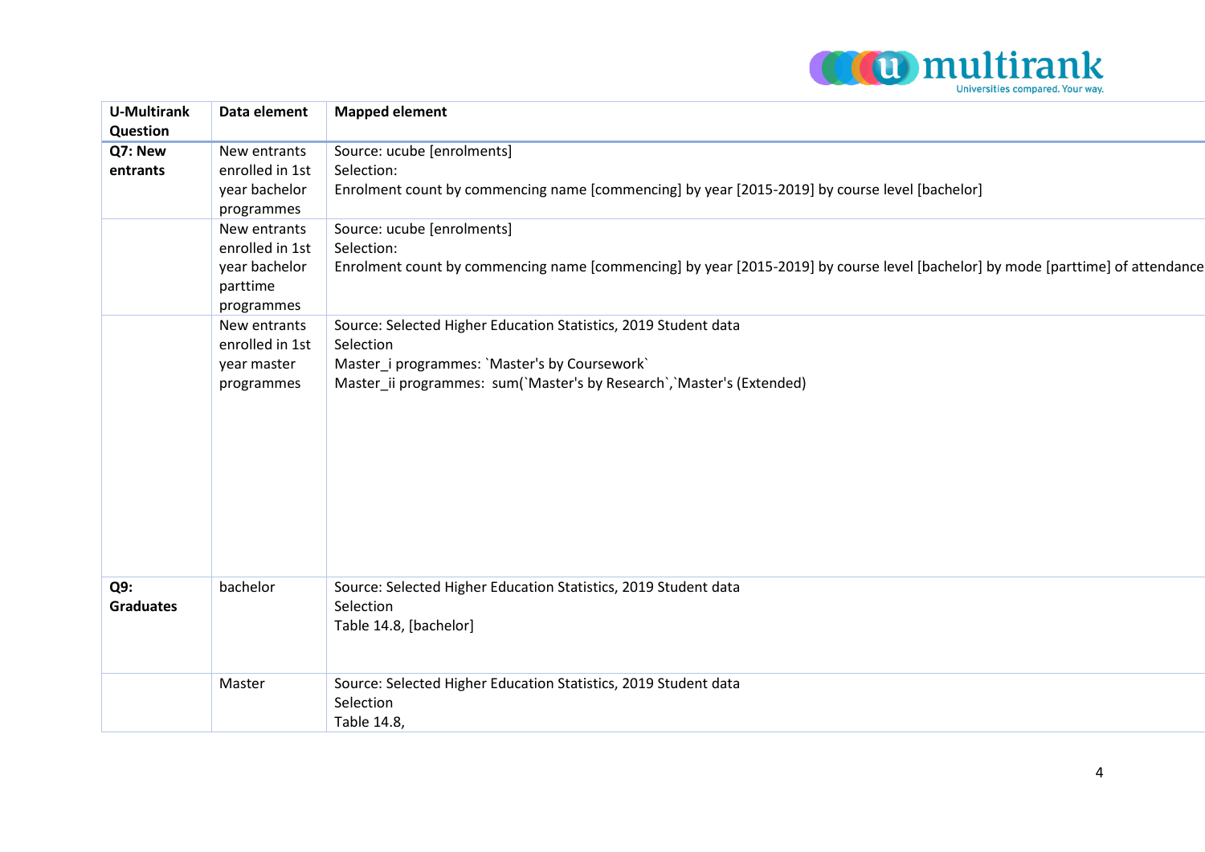| U-Multirank Question | Data element | Mapped element |
|---|---|---|
| **Q7: New entrants** | New entrants enrolled in 1st year bachelor programmes | Source: ucube [enrolments]<br>Selection:<br>Enrolment count by commencing name [commencing] by year [2015-2019] by course level [bachelor] |
| | New entrants enrolled in 1st year bachelor parttime programmes | Source: ucube [enrolments]<br>Selection:<br>Enrolment count by commencing name [commencing] by year [2015-2019] by course level [bachelor] by mode [parttime] of attendance |
| | New entrants enrolled in 1st year master programmes | Source: Selected Higher Education Statistics, 2019 Student data<br>Selection<br>Master_i programmes: `Master's by Coursework`<br>Master_ii programmes: sum(`Master's by Research`,`Master's (Extended) |
| **Q9: Graduates** | bachelor | Source: Selected Higher Education Statistics, 2019 Student data<br>Selection<br>Table 14.8, [bachelor] |
| | Master | Source: Selected Higher Education Statistics, 2019 Student data<br>Selection<br>Table 14.8, |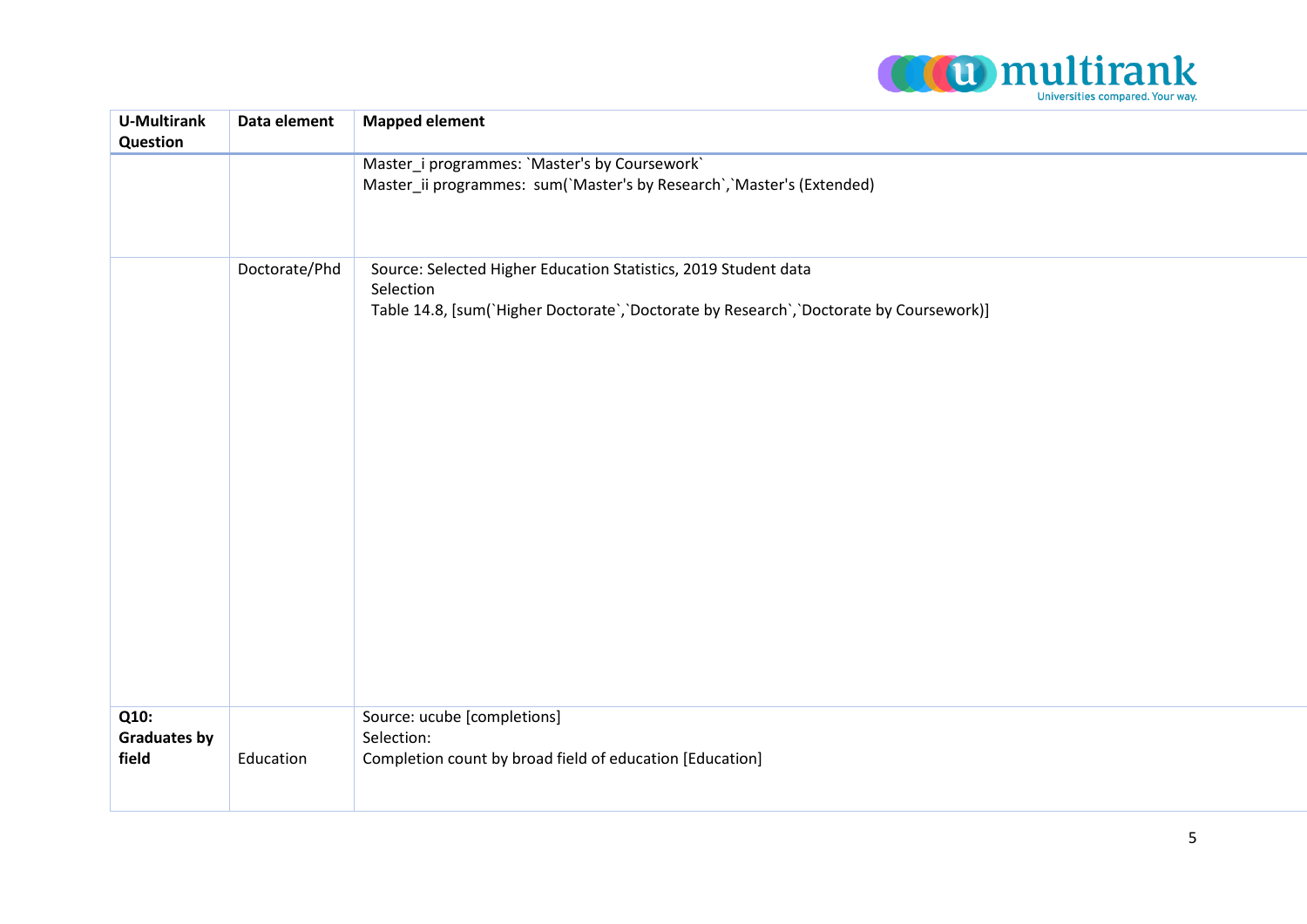| U-Multirank Question | Data element | Mapped element |
|---|---|---|
| | | Master_i programmes: `Master's by Coursework`<br>Master_ii programmes: sum(`Master's by Research`,`Master's (Extended) |
| | Doctorate/Phd | Source: Selected Higher Education Statistics, 2019 Student data<br>Selection<br>Table 14.8, [sum(`Higher Doctorate`,`Doctorate by Research`,`Doctorate by Coursework)] |
| **Q10: Graduates by field** | Education | Source: ucube [completions]<br>Selection:<br>Completion count by broad field of education [Education] |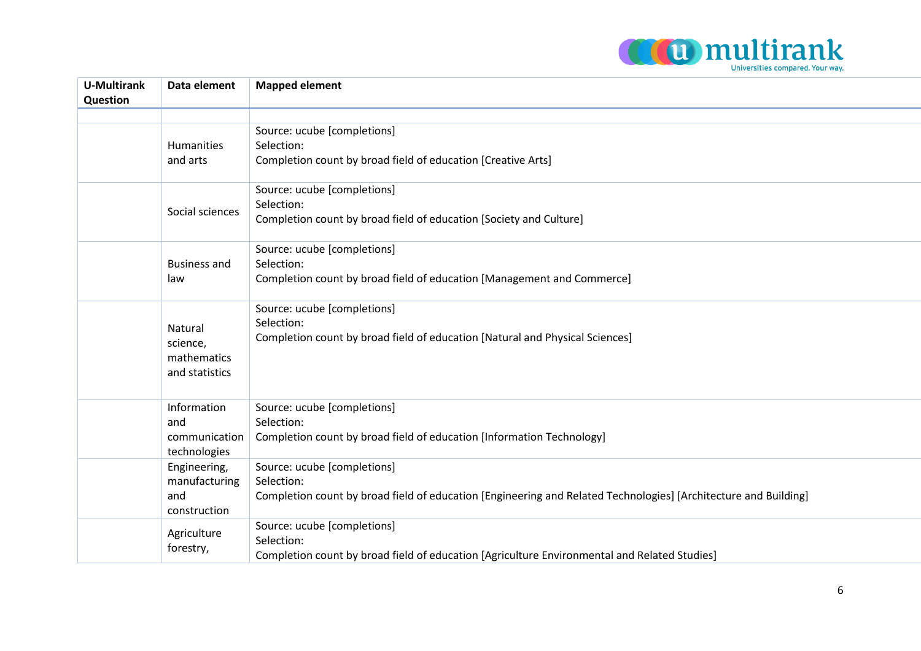| U-Multirank Question | Data element | Mapped element |
|---|---|---|
| | | |
| | Humanities and arts | Source: ucube [completions]<br>Selection:<br>Completion count by broad field of education [Creative Arts] |
| | Social sciences | Source: ucube [completions]<br>Selection:<br>Completion count by broad field of education [Society and Culture] |
| | Business and law | Source: ucube [completions]<br>Selection:<br>Completion count by broad field of education [Management and Commerce] |
| | Natural science, mathematics and statistics | Source: ucube [completions]<br>Selection:<br>Completion count by broad field of education [Natural and Physical Sciences] |
| | Information and communication technologies | Source: ucube [completions]<br>Selection:<br>Completion count by broad field of education [Information Technology] |
| | Engineering, manufacturing and construction | Source: ucube [completions]<br>Selection:<br>Completion count by broad field of education [Engineering and Related Technologies] [Architecture and Building] |
| | Agriculture forestry, | Source: ucube [completions]<br>Selection:<br>Completion count by broad field of education [Agriculture Environmental and Related Studies] |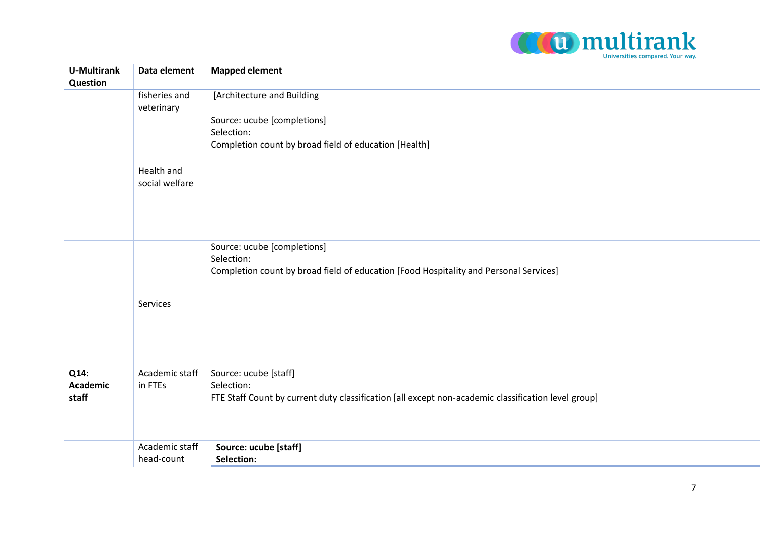| U-Multirank Question | Data element | Mapped element |
|---|---|---|
| | fisheries and veterinary | [Architecture and Building |
| | Health and social welfare | Source: ucube [completions]<br>Selection:<br>Completion count by broad field of education [Health] |
| | Services | Source: ucube [completions]<br>Selection:<br>Completion count by broad field of education [Food Hospitality and Personal Services] |
| **Q14: Academic staff** | Academic staff in FTEs | Source: ucube [staff]<br>Selection:<br>FTE Staff Count by current duty classification [all except non-academic classification level group] |
| | Academic staff head-count | **Source: ucube [staff]**<br>**Selection:** |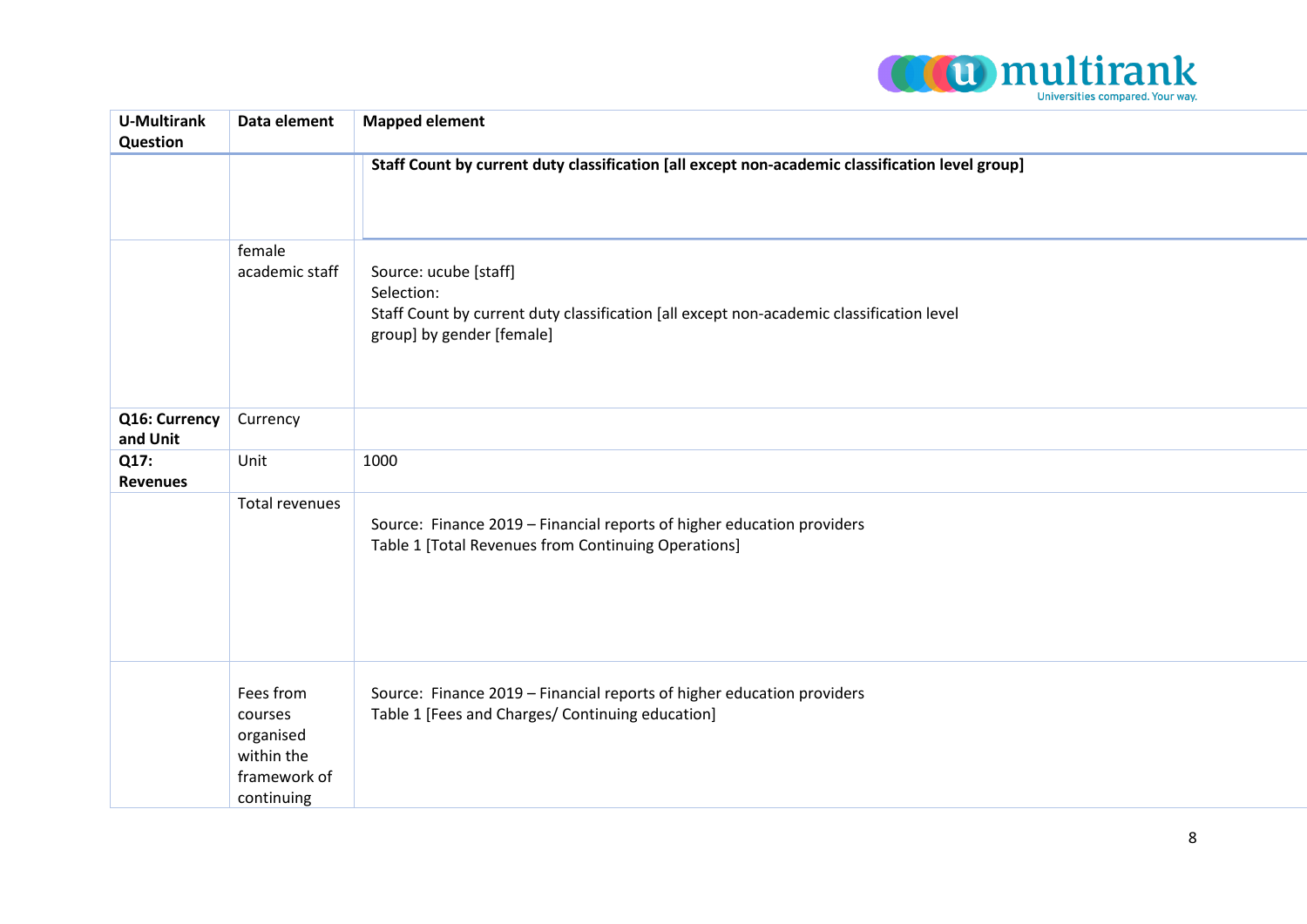| U-Multirank Question | Data element | Mapped element |
|---|---|---|
| | | **Staff Count by current duty classification [all except non-academic classification level group]** |
| | female academic staff | Source: ucube [staff]<br>Selection:<br>Staff Count by current duty classification [all except non-academic classification level group] by gender [female] |
| **Q16: Currency and Unit** | Currency | |
| **Q17: Revenues** | Unit | 1000 |
| | Total revenues | Source: Finance 2019 – Financial reports of higher education providers<br>Table 1 [Total Revenues from Continuing Operations] |
| | Fees from courses organised within the framework of continuing | Source: Finance 2019 – Financial reports of higher education providers<br>Table 1 [Fees and Charges/ Continuing education] |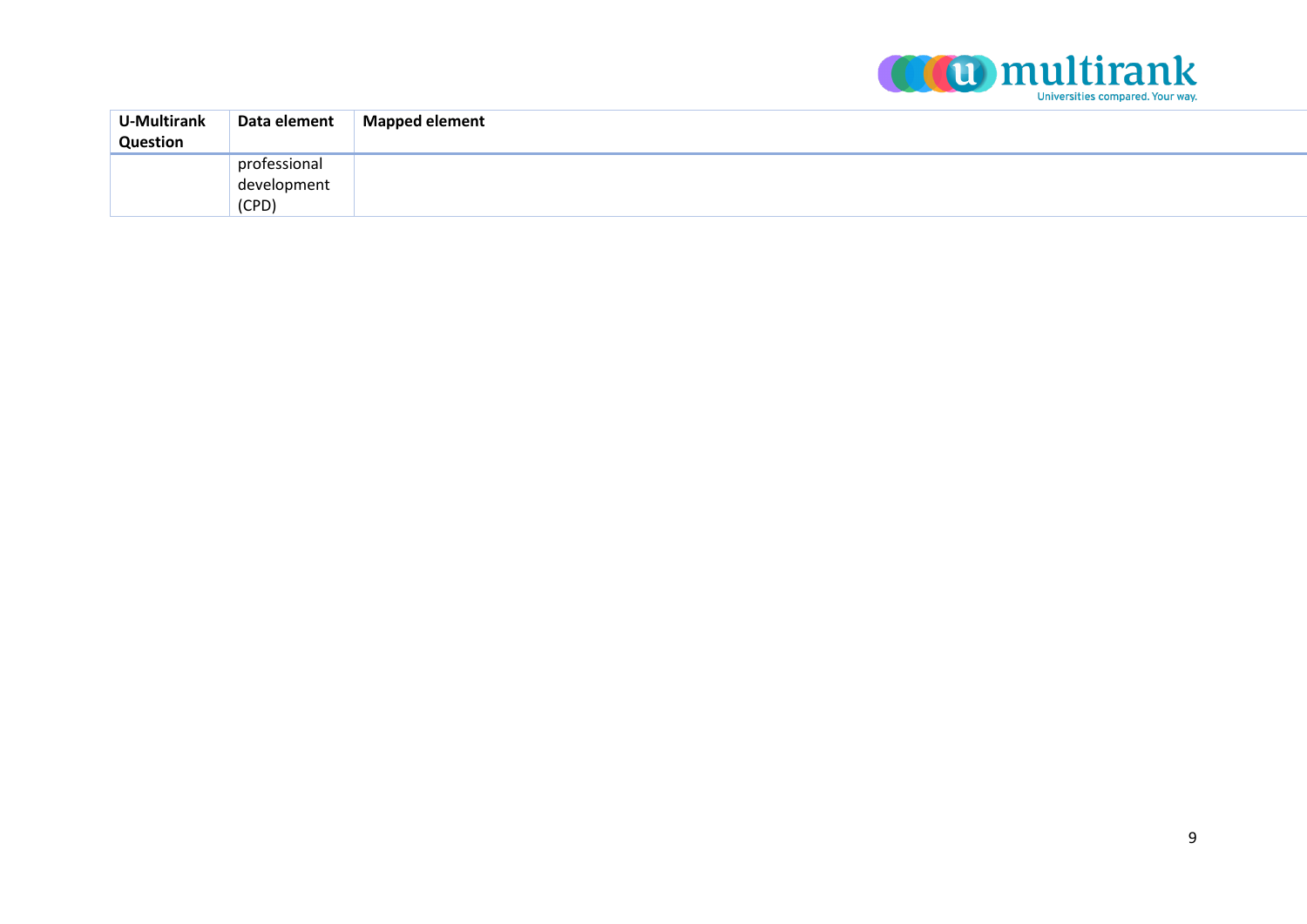| U-Multirank Question | Data element | Mapped element |
|---|---|---|
| | professional development (CPD) | |